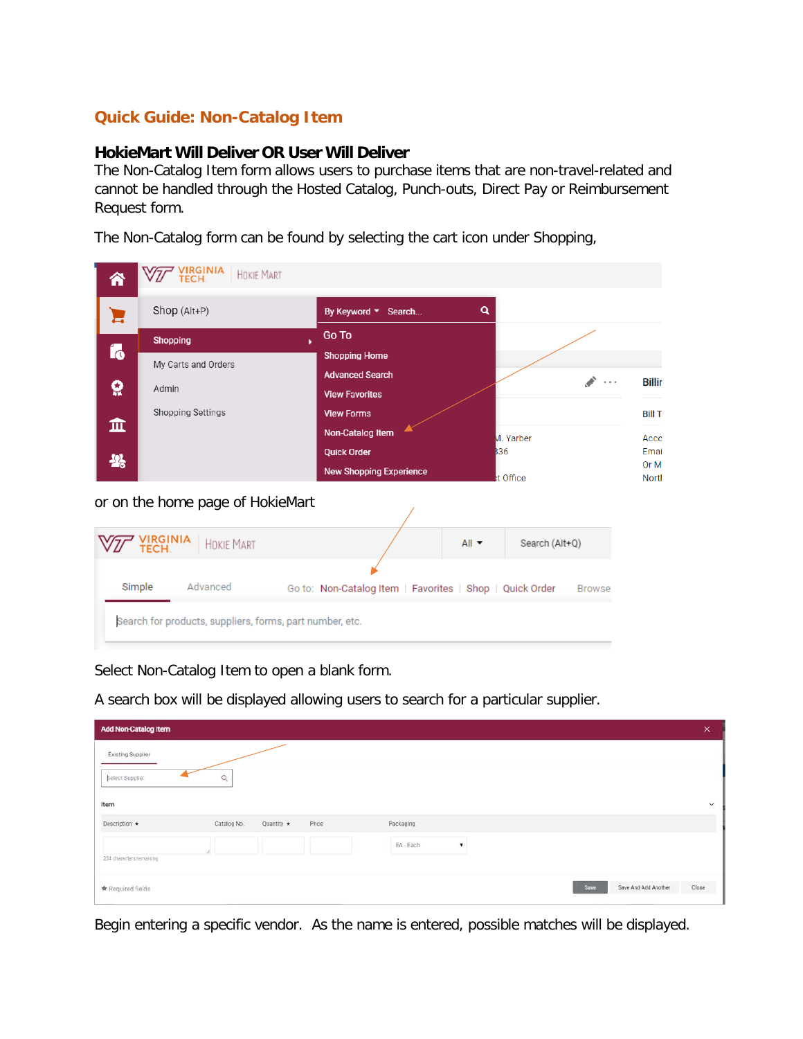## Quick Guide: Non-Catalog Item

### HokieMart Will Deliver OR User Will Deliver

The Non-Catalog Item form allows users to purchase items that are non-travel-related and cannot be handled through the Hosted Catalog, Punch-outs, Direct Pay or Reimbursement Request form.

The Non-Catalog form can be found by selecting the cart icon under Shopping,

or on the home page of HokieMart

Select Non-Catalog Item to open a blank form.

A search box will be displayed allowing users to search for a particular supplier.

Begin entering a specific vendor. As the name is entered, possible matches will be displayed.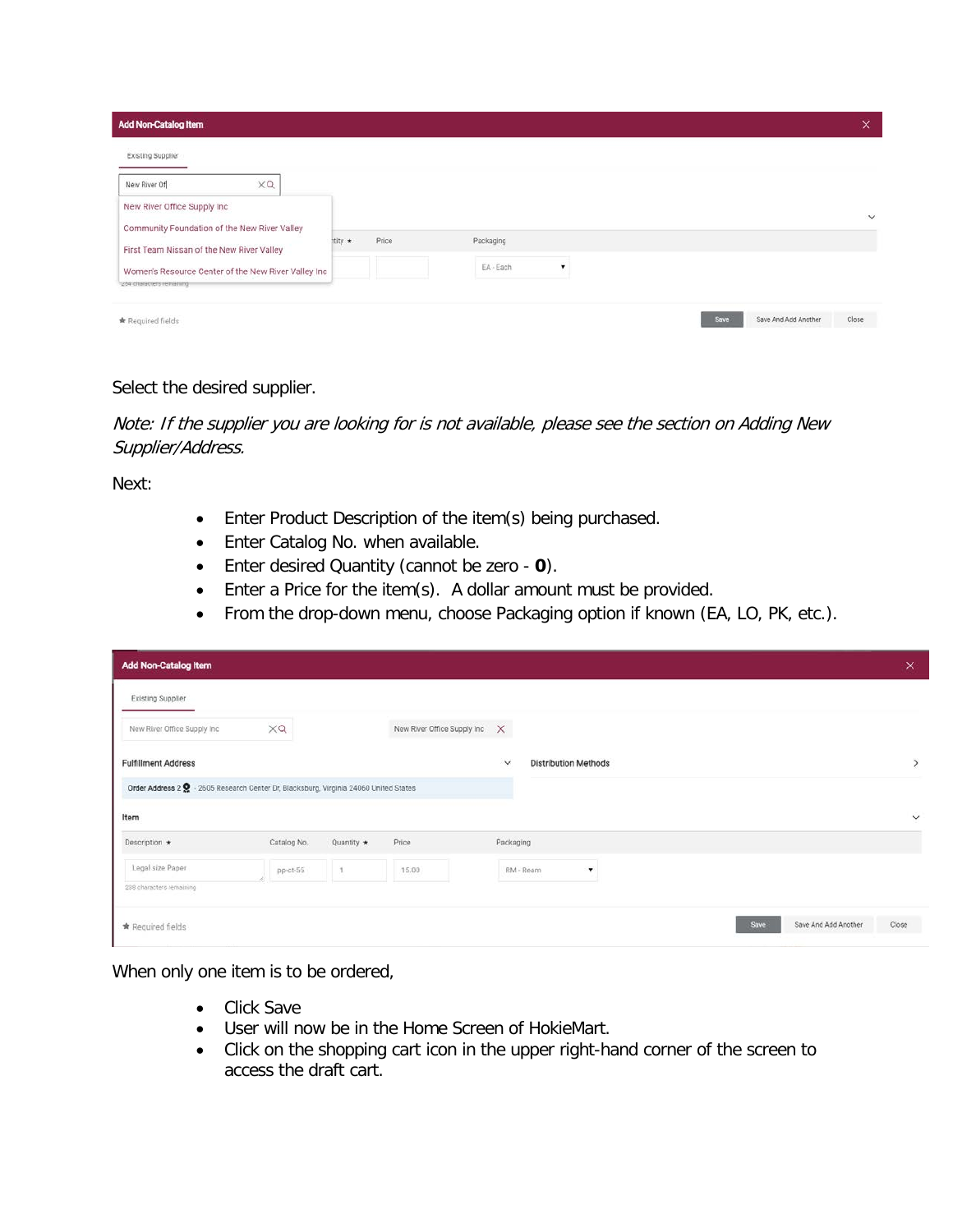Select the desired supplier.

*Note: If the supplier you are looking for is not available, please see the section on Adding New Supplier/Address.*

Next:

- Enter Product Description of the item(s) being purchased.
- Enter Catalog No. when available.
- Enter desired Quantity (cannot be zero - **0**).
- Enter a Price for the item(s). A dollar amount must be provided.
- From the drop-down menu, choose Packaging option if known (EA, LO, PK, etc.).

When only one item is to be ordered,

- Click Save
- User will now be in the Home Screen of HokieMart.
- Click on the shopping cart icon in the upper right-hand corner of the screen to access the draft cart.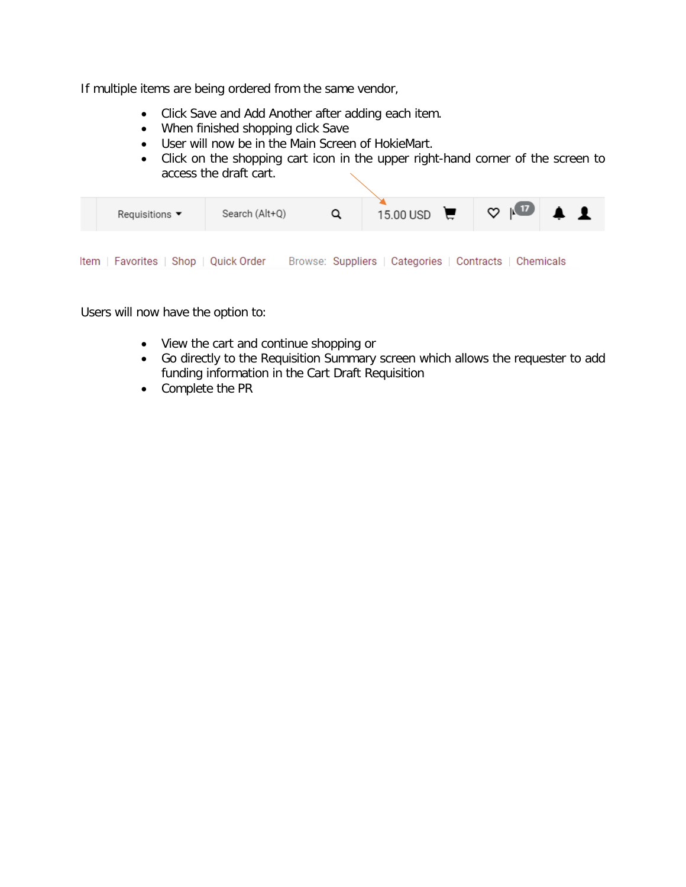If multiple items are being ordered from the same vendor,

- Click Save and Add Another after adding each item.
- When finished shopping click Save
- User will now be in the Main Screen of HokieMart.
- Click on the shopping cart icon in the upper right-hand corner of the screen to access the draft cart.

Requisitions ▾ Search (Alt+Q) 15.00 USD 17

Item | Favorites | Shop | Quick Order Browse: Suppliers | Categories | Contracts | Chemicals

Users will now have the option to:

- View the cart and continue shopping or
- Go directly to the Requisition Summary screen which allows the requester to add funding information in the Cart Draft Requisition
- Complete the PR